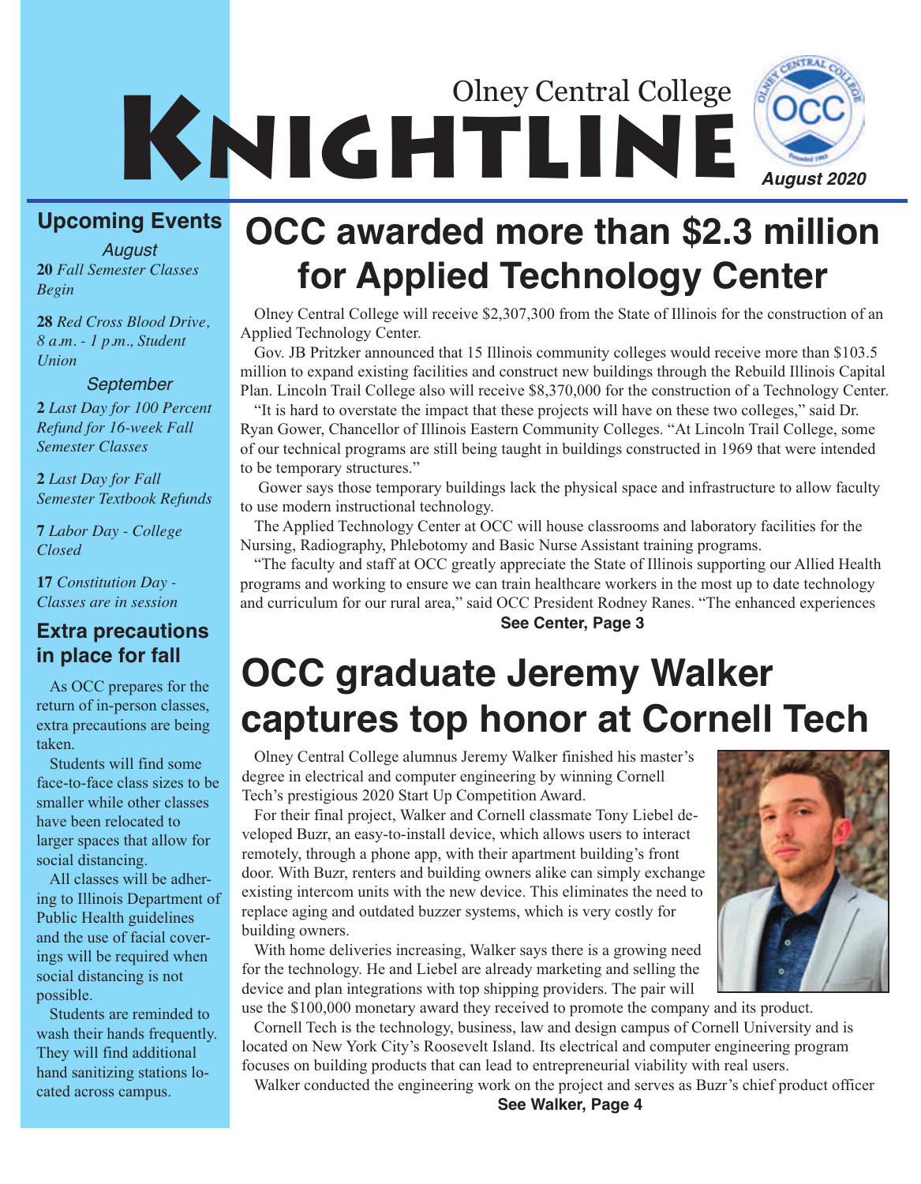# Olney Central College KNIGHTLINE

*August 2020*

## OCC awarded more than $2.3 million for Applied Technology Center

Olney Central College will receive $2,307,300 from the State of Illinois for the construction of an Applied Technology Center.

Gov. JB Pritzker announced that 15 Illinois community colleges would receive more than $103.5 million to expand existing facilities and construct new buildings through the Rebuild Illinois Capital Plan. Lincoln Trail College also will receive $8,370,000 for the construction of a Technology Center.

"It is hard to overstate the impact that these projects will have on these two colleges," said Dr. Ryan Gower, Chancellor of Illinois Eastern Community Colleges. "At Lincoln Trail College, some of our technical programs are still being taught in buildings constructed in 1969 that were intended to be temporary structures."

Gower says those temporary buildings lack the physical space and infrastructure to allow faculty to use modern instructional technology.

The Applied Technology Center at OCC will house classrooms and laboratory facilities for the Nursing, Radiography, Phlebotomy and Basic Nurse Assistant training programs.

"The faculty and staff at OCC greatly appreciate the State of Illinois supporting our Allied Health programs and working to ensure we can train healthcare workers in the most up to date technology and curriculum for our rural area," said OCC President Rodney Ranes. "The enhanced experiences

**See Center, Page 3**

## OCC graduate Jeremy Walker captures top honor at Cornell Tech

Olney Central College alumnus Jeremy Walker finished his master's degree in electrical and computer engineering by winning Cornell Tech's prestigious 2020 Start Up Competition Award.

For their final project, Walker and Cornell classmate Tony Liebel developed Buzr, an easy-to-install device, which allows users to interact remotely, through a phone app, with their apartment building's front door. With Buzr, renters and building owners alike can simply exchange existing intercom units with the new device. This eliminates the need to replace aging and outdated buzzer systems, which is very costly for building owners.

With home deliveries increasing, Walker says there is a growing need for the technology. He and Liebel are already marketing and selling the device and plan integrations with top shipping providers. The pair will use the $100,000 monetary award they received to promote the company and its product.

Cornell Tech is the technology, business, law and design campus of Cornell University and is located on New York City's Roosevelt Island. Its electrical and computer engineering program focuses on building products that can lead to entrepreneurial viability with real users.

Walker conducted the engineering work on the project and serves as Buzr's chief product officer

**See Walker, Page 4**

## Upcoming Events

*August*

**20** *Fall Semester Classes Begin*

**28** *Red Cross Blood Drive, 8 a.m. - 1 p.m., Student Union*

*September*

**2** *Last Day for 100 Percent Refund for 16-week Fall Semester Classes*

**2** *Last Day for Fall Semester Textbook Refunds*

**7** *Labor Day - College Closed*

**17** *Constitution Day - Classes are in session*

## Extra precautions in place for fall

As OCC prepares for the return of in-person classes, extra precautions are being taken.

Students will find some face-to-face class sizes to be smaller while other classes have been relocated to larger spaces that allow for social distancing.

All classes will be adhering to Illinois Department of Public Health guidelines and the use of facial coverings will be required when social distancing is not possible.

Students are reminded to wash their hands frequently. They will find additional hand sanitizing stations located across campus.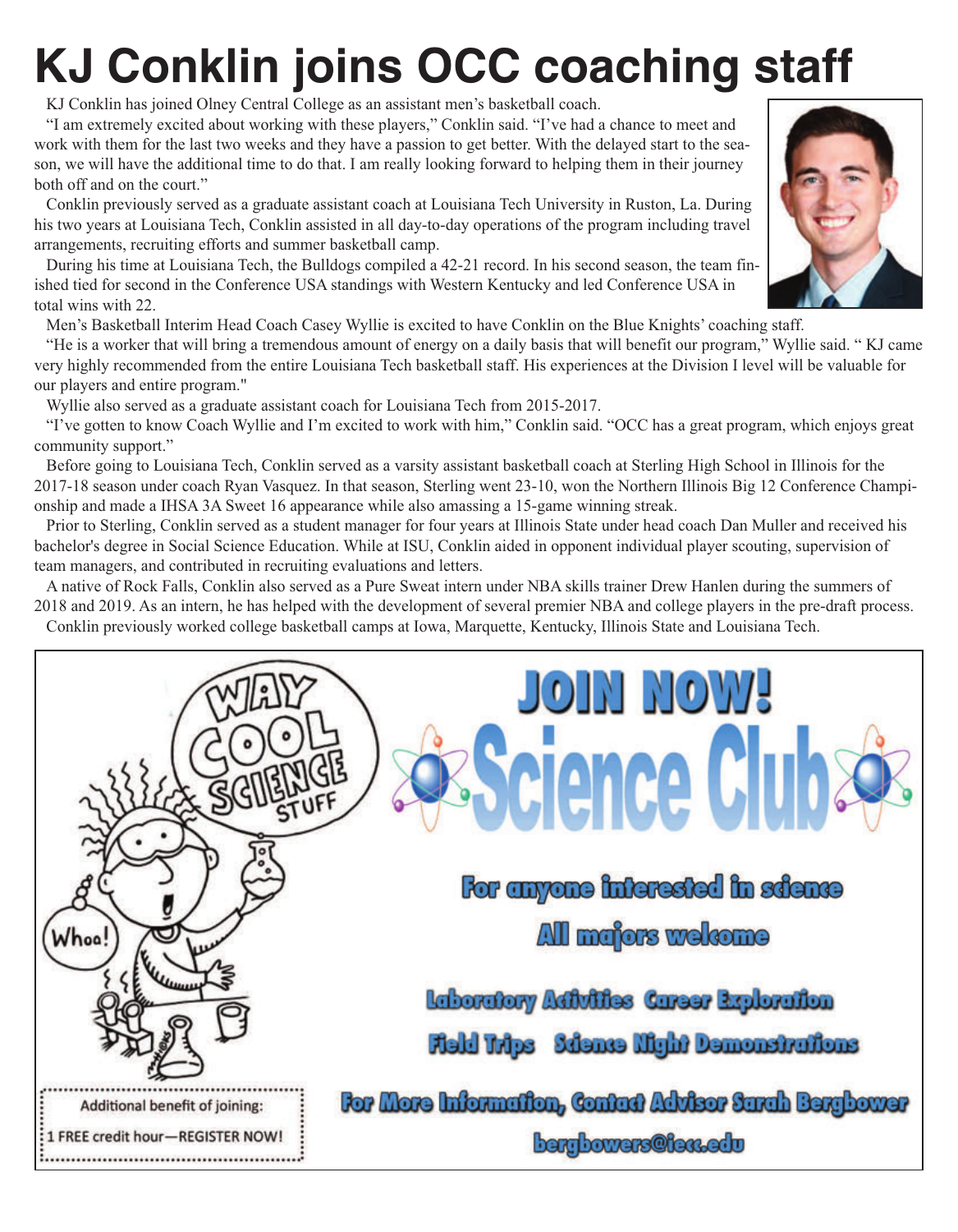# KJ Conklin joins OCC coaching staff

KJ Conklin has joined Olney Central College as an assistant men's basketball coach.

"I am extremely excited about working with these players," Conklin said. "I've had a chance to meet and work with them for the last two weeks and they have a passion to get better. With the delayed start to the season, we will have the additional time to do that. I am really looking forward to helping them in their journey both off and on the court."

Conklin previously served as a graduate assistant coach at Louisiana Tech University in Ruston, La. During his two years at Louisiana Tech, Conklin assisted in all day-to-day operations of the program including travel arrangements, recruiting efforts and summer basketball camp.

During his time at Louisiana Tech, the Bulldogs compiled a 42-21 record. In his second season, the team finished tied for second in the Conference USA standings with Western Kentucky and led Conference USA in total wins with 22.

Men's Basketball Interim Head Coach Casey Wyllie is excited to have Conklin on the Blue Knights' coaching staff.

"He is a worker that will bring a tremendous amount of energy on a daily basis that will benefit our program," Wyllie said. " KJ came very highly recommended from the entire Louisiana Tech basketball staff. His experiences at the Division I level will be valuable for our players and entire program."

Wyllie also served as a graduate assistant coach for Louisiana Tech from 2015-2017.

"I've gotten to know Coach Wyllie and I'm excited to work with him," Conklin said. "OCC has a great program, which enjoys great community support."

Before going to Louisiana Tech, Conklin served as a varsity assistant basketball coach at Sterling High School in Illinois for the 2017-18 season under coach Ryan Vasquez. In that season, Sterling went 23-10, won the Northern Illinois Big 12 Conference Championship and made a IHSA 3A Sweet 16 appearance while also amassing a 15-game winning streak.

Prior to Sterling, Conklin served as a student manager for four years at Illinois State under head coach Dan Muller and received his bachelor's degree in Social Science Education. While at ISU, Conklin aided in opponent individual player scouting, supervision of team managers, and contributed in recruiting evaluations and letters.

A native of Rock Falls, Conklin also served as a Pure Sweat intern under NBA skills trainer Drew Hanlen during the summers of 2018 and 2019. As an intern, he has helped with the development of several premier NBA and college players in the pre-draft process.

Conklin previously worked college basketball camps at Iowa, Marquette, Kentucky, Illinois State and Louisiana Tech.

---

WAY COOL SCIENCE STUFF

Whoa!

# JOIN NOW!

# Science Club

**For anyone interested in science**

**All majors welcome**

**Laboratory Activities Career Exploration**

**Field Trips Science Night Demonstrations**

**For More Information, Contact Advisor Sarah Bergbower**

**bergbowers@iecc.edu**

Additional benefit of joining:

1 FREE credit hour—REGISTER NOW!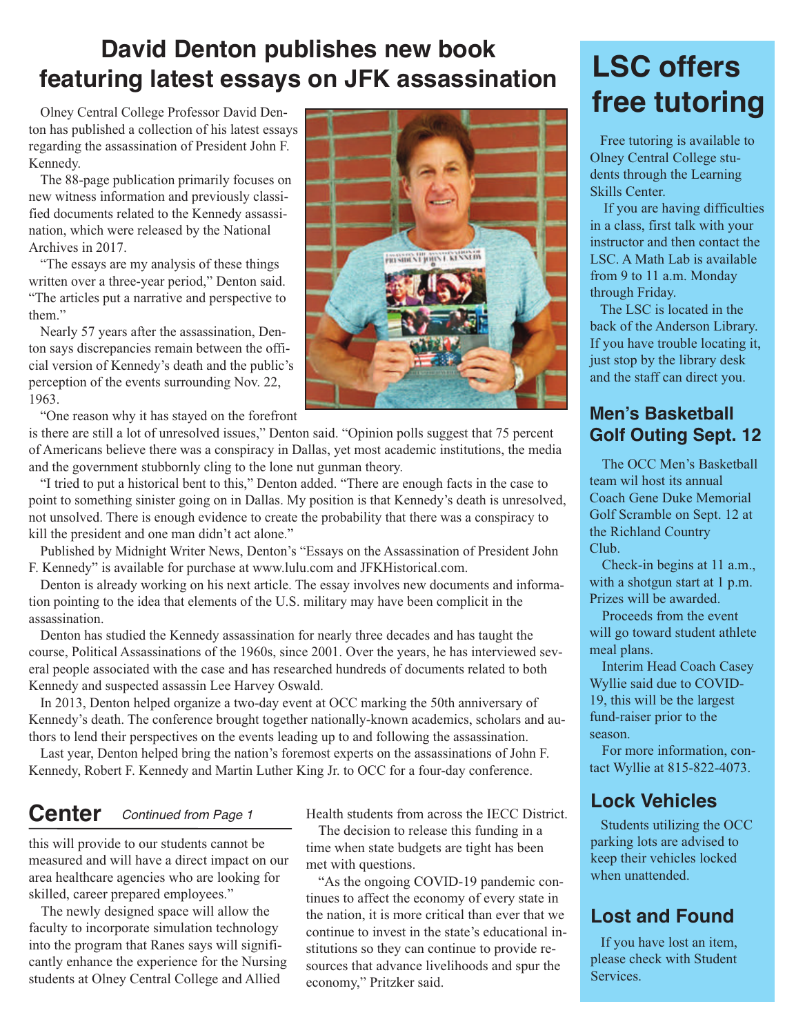# David Denton publishes new book featuring latest essays on JFK assassination

Olney Central College Professor David Denton has published a collection of his latest essays regarding the assassination of President John F. Kennedy.

The 88-page publication primarily focuses on new witness information and previously classified documents related to the Kennedy assassination, which were released by the National Archives in 2017.

"The essays are my analysis of these things written over a three-year period," Denton said. "The articles put a narrative and perspective to them."

Nearly 57 years after the assassination, Denton says discrepancies remain between the official version of Kennedy's death and the public's perception of the events surrounding Nov. 22, 1963.

"One reason why it has stayed on the forefront is there are still a lot of unresolved issues," Denton said. "Opinion polls suggest that 75 percent of Americans believe there was a conspiracy in Dallas, yet most academic institutions, the media and the government stubbornly cling to the lone nut gunman theory.

"I tried to put a historical bent to this," Denton added. "There are enough facts in the case to point to something sinister going on in Dallas. My position is that Kennedy's death is unresolved, not unsolved. There is enough evidence to create the probability that there was a conspiracy to kill the president and one man didn't act alone."

Published by Midnight Writer News, Denton's "Essays on the Assassination of President John F. Kennedy" is available for purchase at www.lulu.com and JFKHistorical.com.

Denton is already working on his next article. The essay involves new documents and information pointing to the idea that elements of the U.S. military may have been complicit in the assassination.

Denton has studied the Kennedy assassination for nearly three decades and has taught the course, Political Assassinations of the 1960s, since 2001. Over the years, he has interviewed several people associated with the case and has researched hundreds of documents related to both Kennedy and suspected assassin Lee Harvey Oswald.

In 2013, Denton helped organize a two-day event at OCC marking the 50th anniversary of Kennedy's death. The conference brought together nationally-known academics, scholars and authors to lend their perspectives on the events leading up to and following the assassination.

Last year, Denton helped bring the nation's foremost experts on the assassinations of John F. Kennedy, Robert F. Kennedy and Martin Luther King Jr. to OCC for a four-day conference.

## Center *Continued from Page 1*

this will provide to our students cannot be measured and will have a direct impact on our area healthcare agencies who are looking for skilled, career prepared employees."

The newly designed space will allow the faculty to incorporate simulation technology into the program that Ranes says will significantly enhance the experience for the Nursing students at Olney Central College and Allied Health students from across the IECC District.

The decision to release this funding in a time when state budgets are tight has been met with questions.

"As the ongoing COVID-19 pandemic continues to affect the economy of every state in the nation, it is more critical than ever that we continue to invest in the state's educational institutions so they can continue to provide resources that advance livelihoods and spur the economy," Pritzker said.

# LSC offers free tutoring

Free tutoring is available to Olney Central College students through the Learning Skills Center.

If you are having difficulties in a class, first talk with your instructor and then contact the LSC. A Math Lab is available from 9 to 11 a.m. Monday through Friday.

The LSC is located in the back of the Anderson Library. If you have trouble locating it, just stop by the library desk and the staff can direct you.

## Men's Basketball Golf Outing Sept. 12

The OCC Men's Basketball team wil host its annual Coach Gene Duke Memorial Golf Scramble on Sept. 12 at the Richland Country Club.

Check-in begins at 11 a.m., with a shotgun start at 1 p.m. Prizes will be awarded.

Proceeds from the event will go toward student athlete meal plans.

Interim Head Coach Casey Wyllie said due to COVID-19, this will be the largest fund-raiser prior to the season.

For more information, contact Wyllie at 815-822-4073.

## Lock Vehicles

Students utilizing the OCC parking lots are advised to keep their vehicles locked when unattended.

## Lost and Found

If you have lost an item, please check with Student Services.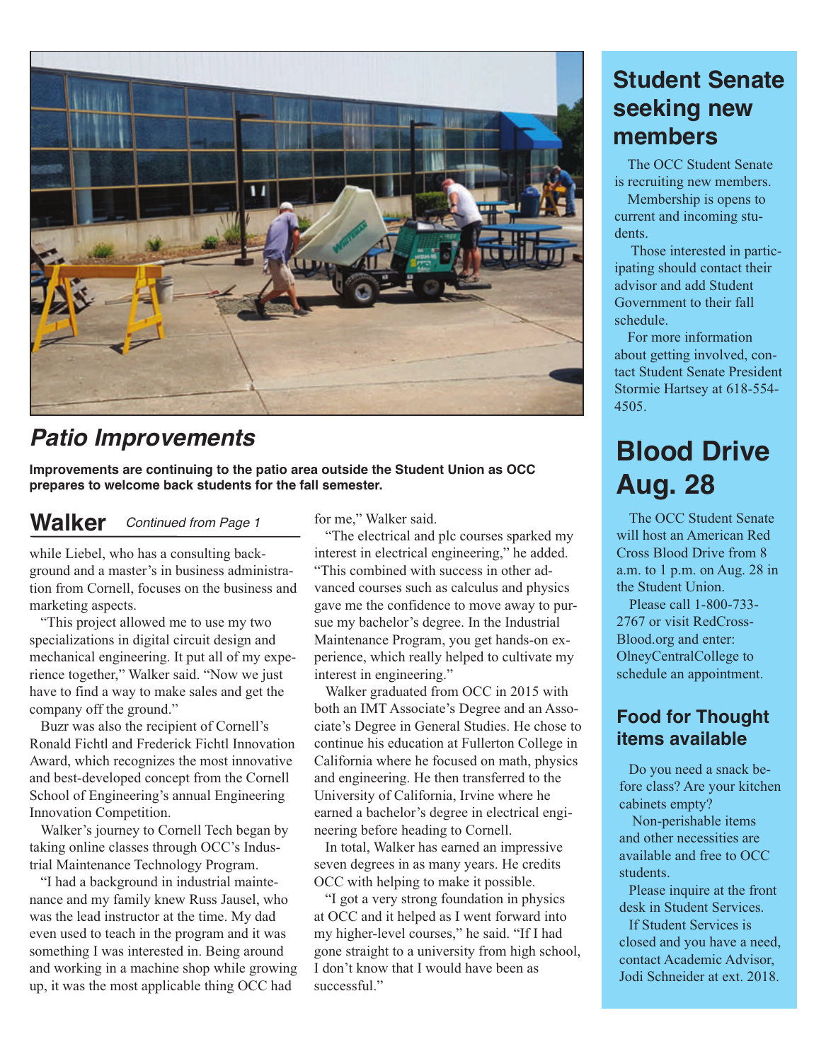## Patio Improvements

**Improvements are continuing to the patio area outside the Student Union as OCC prepares to welcome back students for the fall semester.**

## Walker

*Continued from Page 1*

while Liebel, who has a consulting background and a master's in business administration from Cornell, focuses on the business and marketing aspects.

"This project allowed me to use my two specializations in digital circuit design and mechanical engineering. It put all of my experience together," Walker said. "Now we just have to find a way to make sales and get the company off the ground."

Buzr was also the recipient of Cornell's Ronald Fichtl and Frederick Fichtl Innovation Award, which recognizes the most innovative and best-developed concept from the Cornell School of Engineering's annual Engineering Innovation Competition.

Walker's journey to Cornell Tech began by taking online classes through OCC's Industrial Maintenance Technology Program.

"I had a background in industrial maintenance and my family knew Russ Jausel, who was the lead instructor at the time. My dad even used to teach in the program and it was something I was interested in. Being around and working in a machine shop while growing up, it was the most applicable thing OCC had for me," Walker said.

"The electrical and plc courses sparked my interest in electrical engineering," he added. "This combined with success in other advanced courses such as calculus and physics gave me the confidence to move away to pursue my bachelor's degree. In the Industrial Maintenance Program, you get hands-on experience, which really helped to cultivate my interest in engineering."

Walker graduated from OCC in 2015 with both an IMT Associate's Degree and an Associate's Degree in General Studies. He chose to continue his education at Fullerton College in California where he focused on math, physics and engineering. He then transferred to the University of California, Irvine where he earned a bachelor's degree in electrical engineering before heading to Cornell.

In total, Walker has earned an impressive seven degrees in as many years. He credits OCC with helping to make it possible.

"I got a very strong foundation in physics at OCC and it helped as I went forward into my higher-level courses," he said. "If I had gone straight to a university from high school, I don't know that I would have been as successful."

## Student Senate seeking new members

The OCC Student Senate is recruiting new members.

Membership is opens to current and incoming students.

Those interested in participating should contact their advisor and add Student Government to their fall schedule.

For more information about getting involved, contact Student Senate President Stormie Hartsey at 618-554-4505.

## Blood Drive Aug. 28

The OCC Student Senate will host an American Red Cross Blood Drive from 8 a.m. to 1 p.m. on Aug. 28 in the Student Union.

Please call 1-800-733-2767 or visit RedCrossBlood.org and enter: OlneyCentralCollege to schedule an appointment.

### Food for Thought items available

Do you need a snack before class? Are your kitchen cabinets empty?

Non-perishable items and other necessities are available and free to OCC students.

Please inquire at the front desk in Student Services.

If Student Services is closed and you have a need, contact Academic Advisor, Jodi Schneider at ext. 2018.